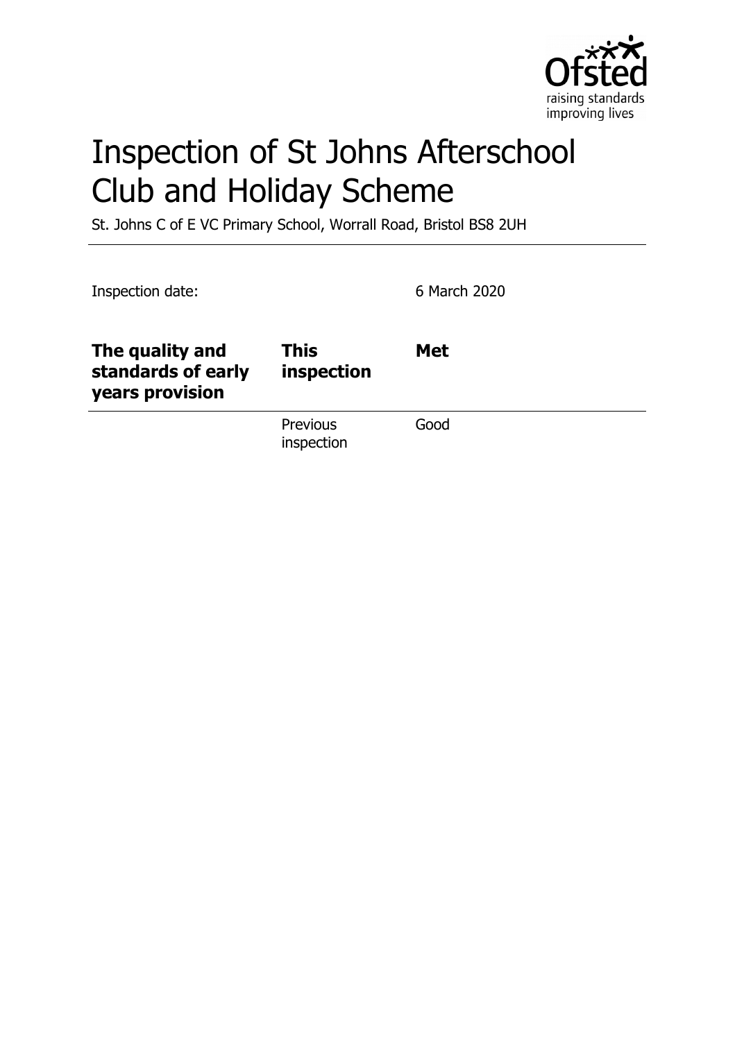# Inspection of St Johns Afterschool Club and Holiday Scheme

St. Johns C of E VC Primary School, Worrall Road, Bristol BS8 2UH

Inspection date: 6 March 2020

| **The quality and standards of early years provision** | **This inspection** | **Met** |
|---|---|---|
| | Previous inspection | Good |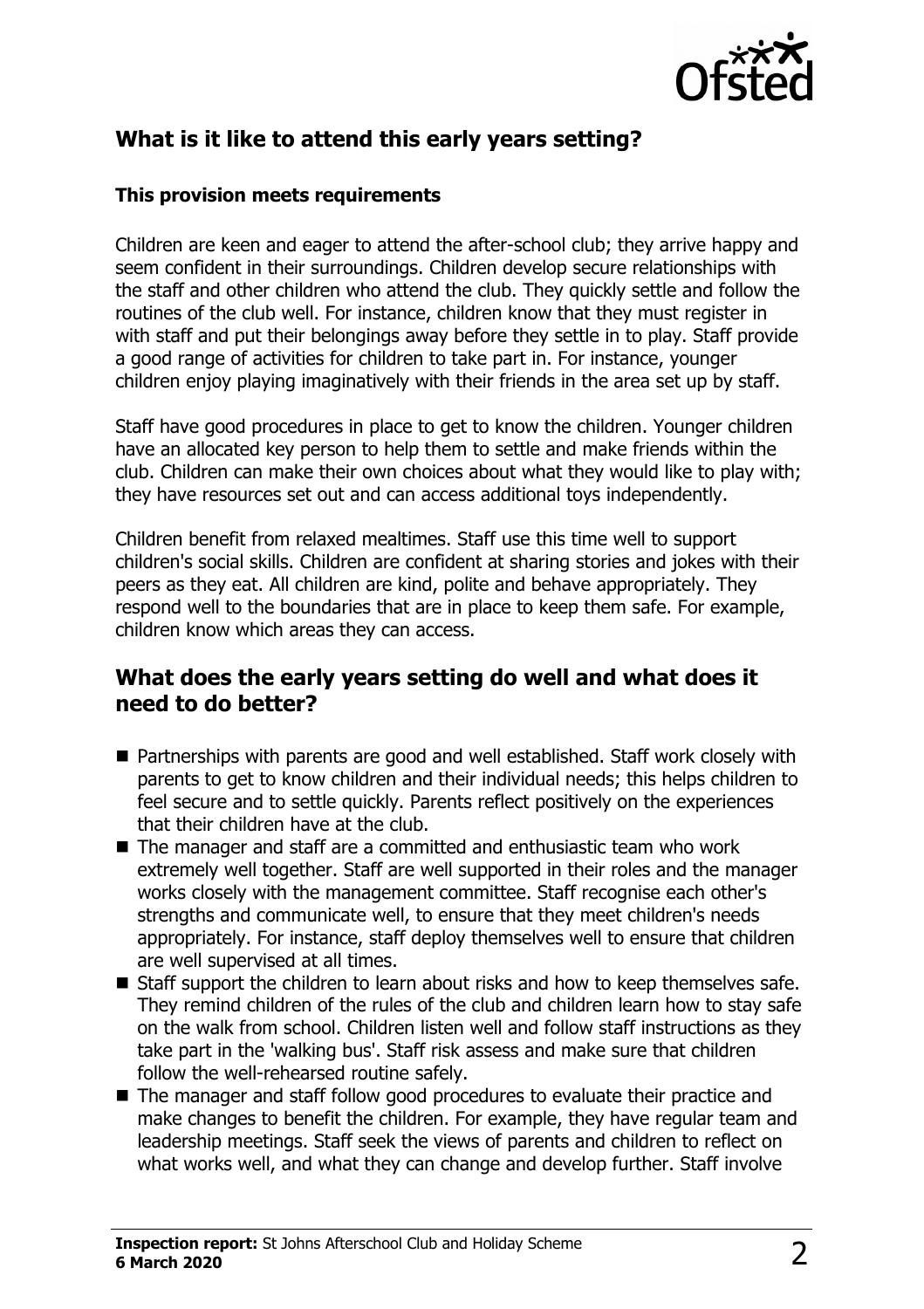## What is it like to attend this early years setting?

### This provision meets requirements

Children are keen and eager to attend the after-school club; they arrive happy and seem confident in their surroundings. Children develop secure relationships with the staff and other children who attend the club. They quickly settle and follow the routines of the club well. For instance, children know that they must register in with staff and put their belongings away before they settle in to play. Staff provide a good range of activities for children to take part in. For instance, younger children enjoy playing imaginatively with their friends in the area set up by staff.

Staff have good procedures in place to get to know the children. Younger children have an allocated key person to help them to settle and make friends within the club. Children can make their own choices about what they would like to play with; they have resources set out and can access additional toys independently.

Children benefit from relaxed mealtimes. Staff use this time well to support children's social skills. Children are confident at sharing stories and jokes with their peers as they eat. All children are kind, polite and behave appropriately. They respond well to the boundaries that are in place to keep them safe. For example, children know which areas they can access.

## What does the early years setting do well and what does it need to do better?

- Partnerships with parents are good and well established. Staff work closely with parents to get to know children and their individual needs; this helps children to feel secure and to settle quickly. Parents reflect positively on the experiences that their children have at the club.
- The manager and staff are a committed and enthusiastic team who work extremely well together. Staff are well supported in their roles and the manager works closely with the management committee. Staff recognise each other's strengths and communicate well, to ensure that they meet children's needs appropriately. For instance, staff deploy themselves well to ensure that children are well supervised at all times.
- Staff support the children to learn about risks and how to keep themselves safe. They remind children of the rules of the club and children learn how to stay safe on the walk from school. Children listen well and follow staff instructions as they take part in the 'walking bus'. Staff risk assess and make sure that children follow the well-rehearsed routine safely.
- The manager and staff follow good procedures to evaluate their practice and make changes to benefit the children. For example, they have regular team and leadership meetings. Staff seek the views of parents and children to reflect on what works well, and what they can change and develop further. Staff involve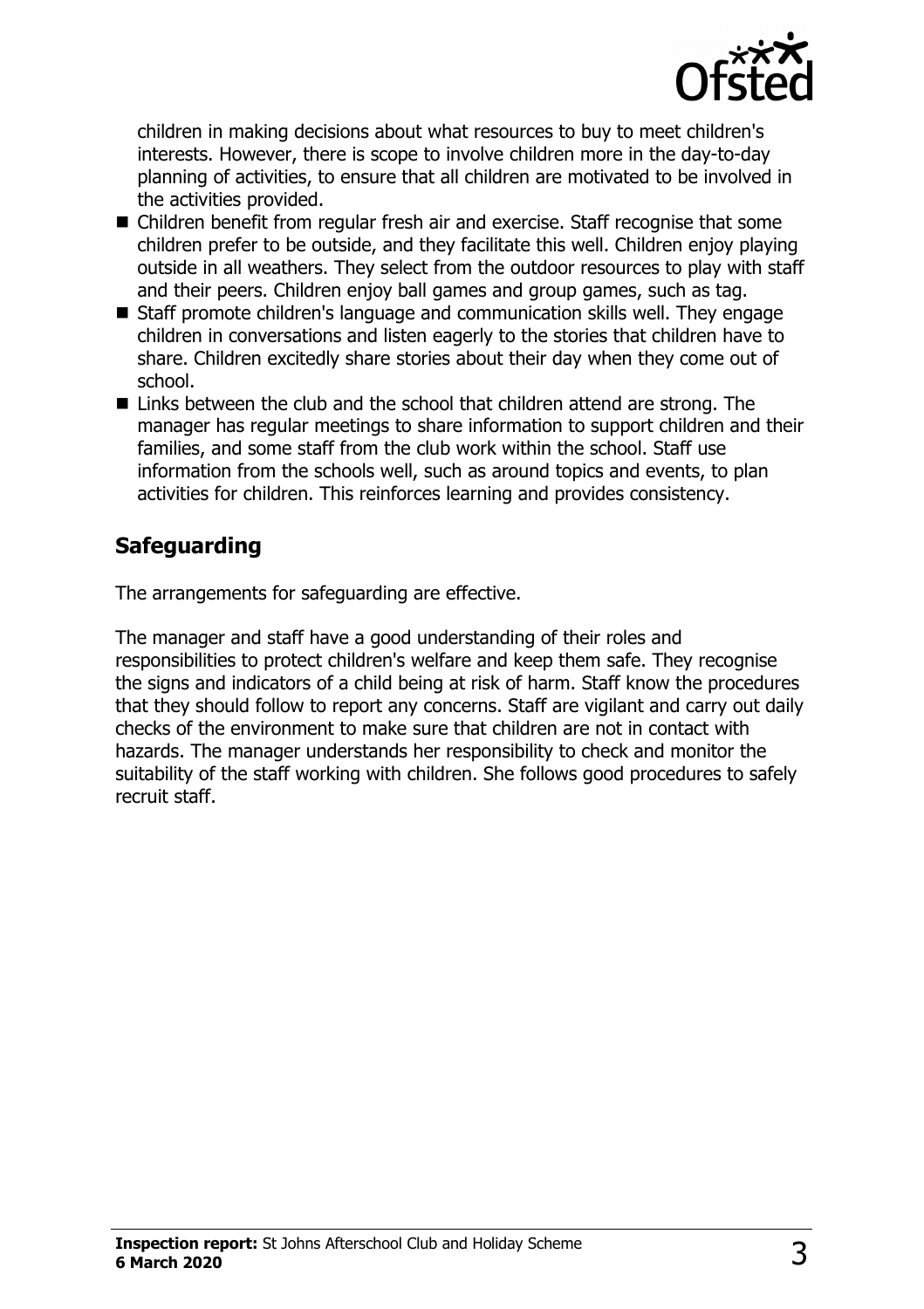children in making decisions about what resources to buy to meet children's interests. However, there is scope to involve children more in the day-to-day planning of activities, to ensure that all children are motivated to be involved in the activities provided.

- Children benefit from regular fresh air and exercise. Staff recognise that some children prefer to be outside, and they facilitate this well. Children enjoy playing outside in all weathers. They select from the outdoor resources to play with staff and their peers. Children enjoy ball games and group games, such as tag.
- Staff promote children's language and communication skills well. They engage children in conversations and listen eagerly to the stories that children have to share. Children excitedly share stories about their day when they come out of school.
- Links between the club and the school that children attend are strong. The manager has regular meetings to share information to support children and their families, and some staff from the club work within the school. Staff use information from the schools well, such as around topics and events, to plan activities for children. This reinforces learning and provides consistency.

## Safeguarding

The arrangements for safeguarding are effective.

The manager and staff have a good understanding of their roles and responsibilities to protect children's welfare and keep them safe. They recognise the signs and indicators of a child being at risk of harm. Staff know the procedures that they should follow to report any concerns. Staff are vigilant and carry out daily checks of the environment to make sure that children are not in contact with hazards. The manager understands her responsibility to check and monitor the suitability of the staff working with children. She follows good procedures to safely recruit staff.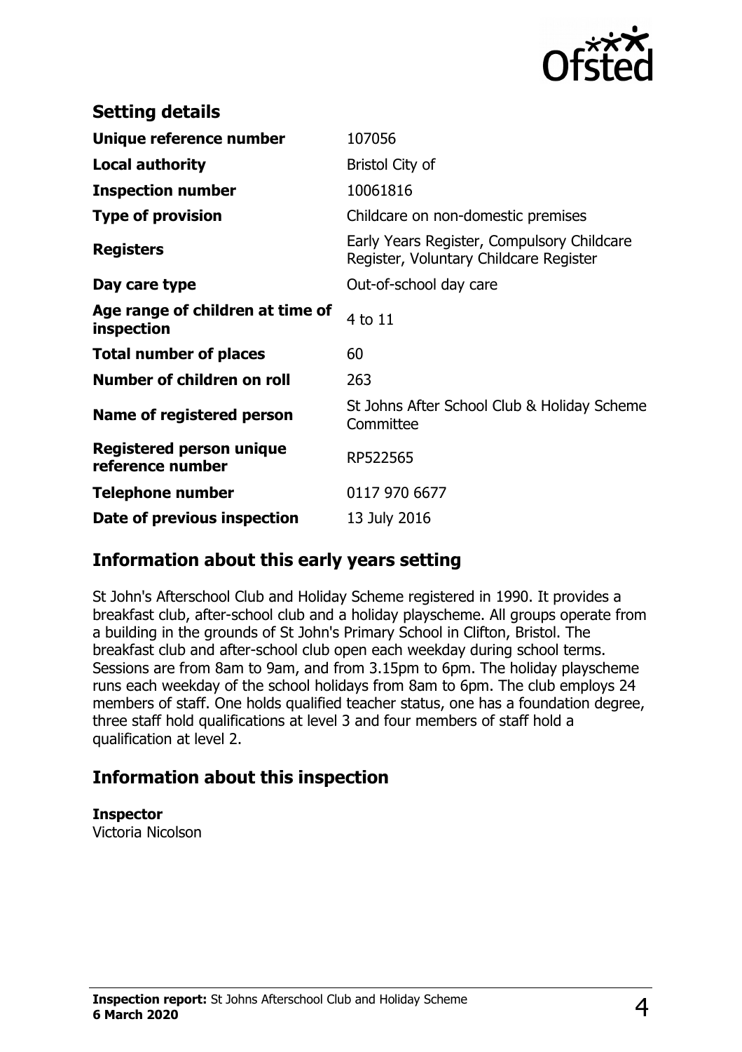## Setting details

| | |
|---|---|
| **Unique reference number** | 107056 |
| **Local authority** | Bristol City of |
| **Inspection number** | 10061816 |
| **Type of provision** | Childcare on non-domestic premises |
| **Registers** | Early Years Register, Compulsory Childcare Register, Voluntary Childcare Register |
| **Day care type** | Out-of-school day care |
| **Age range of children at time of inspection** | 4 to 11 |
| **Total number of places** | 60 |
| **Number of children on roll** | 263 |
| **Name of registered person** | St Johns After School Club & Holiday Scheme Committee |
| **Registered person unique reference number** | RP522565 |
| **Telephone number** | 0117 970 6677 |
| **Date of previous inspection** | 13 July 2016 |

## Information about this early years setting

St John's Afterschool Club and Holiday Scheme registered in 1990. It provides a breakfast club, after-school club and a holiday playscheme. All groups operate from a building in the grounds of St John's Primary School in Clifton, Bristol. The breakfast club and after-school club open each weekday during school terms. Sessions are from 8am to 9am, and from 3.15pm to 6pm. The holiday playscheme runs each weekday of the school holidays from 8am to 6pm. The club employs 24 members of staff. One holds qualified teacher status, one has a foundation degree, three staff hold qualifications at level 3 and four members of staff hold a qualification at level 2.

## Information about this inspection

**Inspector**
Victoria Nicolson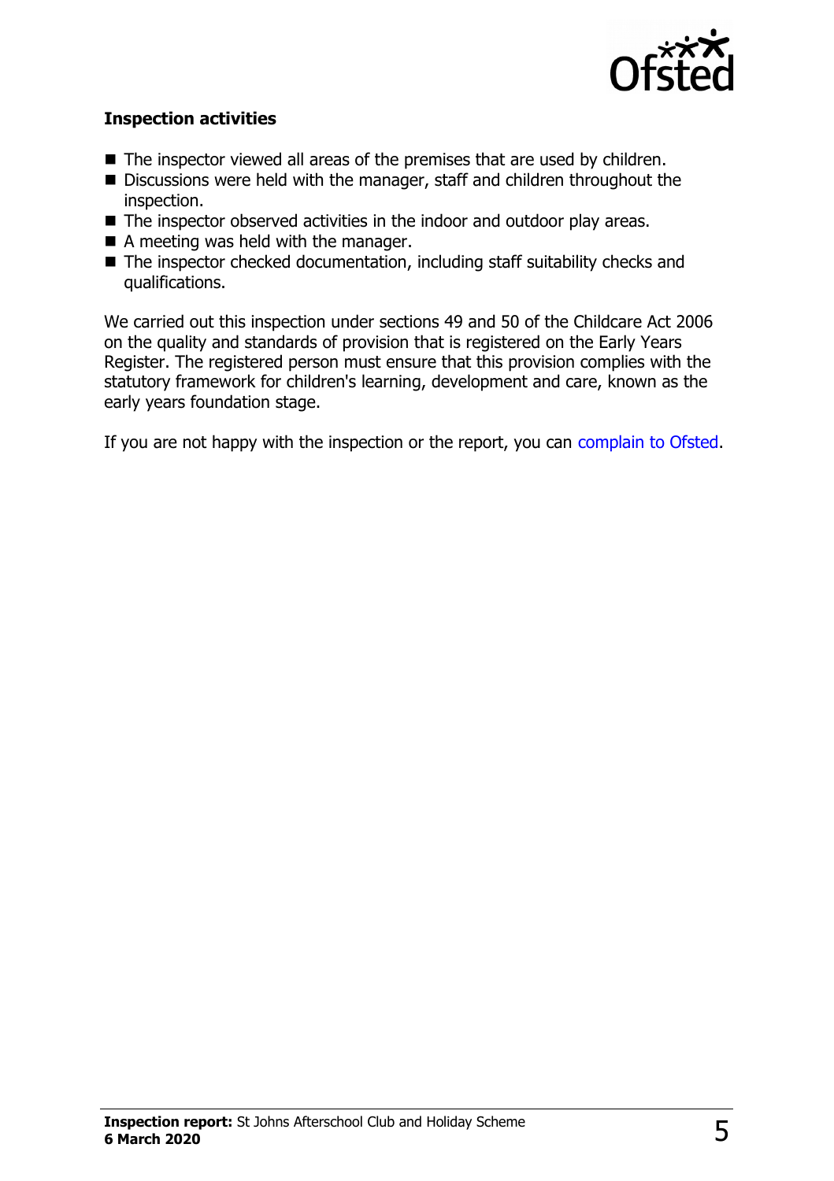### Inspection activities

- The inspector viewed all areas of the premises that are used by children.
- Discussions were held with the manager, staff and children throughout the inspection.
- The inspector observed activities in the indoor and outdoor play areas.
- A meeting was held with the manager.
- The inspector checked documentation, including staff suitability checks and qualifications.

We carried out this inspection under sections 49 and 50 of the Childcare Act 2006 on the quality and standards of provision that is registered on the Early Years Register. The registered person must ensure that this provision complies with the statutory framework for children's learning, development and care, known as the early years foundation stage.

If you are not happy with the inspection or the report, you can complain to Ofsted.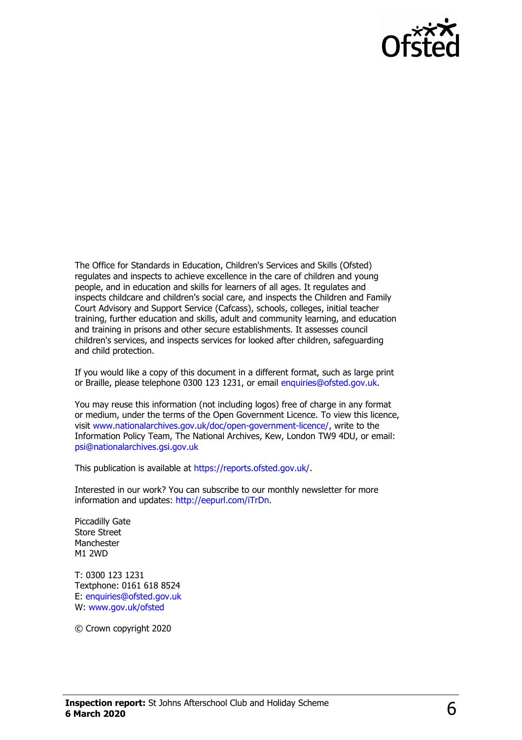The Office for Standards in Education, Children's Services and Skills (Ofsted) regulates and inspects to achieve excellence in the care of children and young people, and in education and skills for learners of all ages. It regulates and inspects childcare and children's social care, and inspects the Children and Family Court Advisory and Support Service (Cafcass), schools, colleges, initial teacher training, further education and skills, adult and community learning, and education and training in prisons and other secure establishments. It assesses council children's services, and inspects services for looked after children, safeguarding and child protection.

If you would like a copy of this document in a different format, such as large print or Braille, please telephone 0300 123 1231, or email enquiries@ofsted.gov.uk.

You may reuse this information (not including logos) free of charge in any format or medium, under the terms of the Open Government Licence. To view this licence, visit www.nationalarchives.gov.uk/doc/open-government-licence/, write to the Information Policy Team, The National Archives, Kew, London TW9 4DU, or email: psi@nationalarchives.gsi.gov.uk

This publication is available at https://reports.ofsted.gov.uk/.

Interested in our work? You can subscribe to our monthly newsletter for more information and updates: http://eepurl.com/iTrDn.

Piccadilly Gate
Store Street
Manchester
M1 2WD

T: 0300 123 1231
Textphone: 0161 618 8524
E: enquiries@ofsted.gov.uk
W: www.gov.uk/ofsted

© Crown copyright 2020